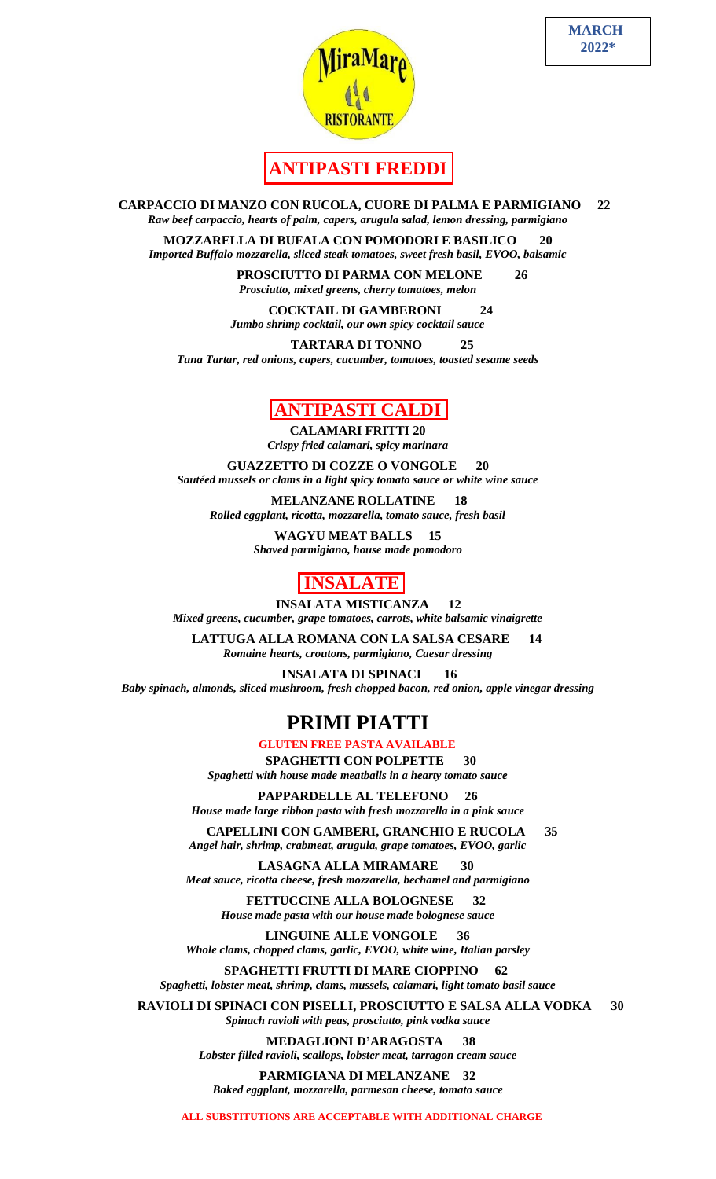MARCH 2022*

MiraMare RISTORANTE

## ANTIPASTI FREDDI

**CARPACCIO DI MANZO CON RUCOLA, CUORE DI PALMA E PARMIGIANO 22**
*Raw beef carpaccio, hearts of palm, capers, arugula salad, lemon dressing, parmigiano*

**MOZZARELLA DI BUFALA CON POMODORI E BASILICO 20**
*Imported Buffalo mozzarella, sliced steak tomatoes, sweet fresh basil, EVOO, balsamic*

**PROSCIUTTO DI PARMA CON MELONE 26**
*Prosciutto, mixed greens, cherry tomatoes, melon*

**COCKTAIL DI GAMBERONI 24**
*Jumbo shrimp cocktail, our own spicy cocktail sauce*

**TARTARA DI TONNO 25**
*Tuna Tartar, red onions, capers, cucumber, tomatoes, toasted sesame seeds*

## ANTIPASTI CALDI

**CALAMARI FRITTI 20**
*Crispy fried calamari, spicy marinara*

**GUAZZETTO DI COZZE O VONGOLE 20**
*Sautéed mussels or clams in a light spicy tomato sauce or white wine sauce*

**MELANZANE ROLLATINE 18**
*Rolled eggplant, ricotta, mozzarella, tomato sauce, fresh basil*

**WAGYU MEAT BALLS 15**
*Shaved parmigiano, house made pomodoro*

## INSALATE

**INSALATA MISTICANZA 12**
*Mixed greens, cucumber, grape tomatoes, carrots, white balsamic vinaigrette*

**LATTUGA ALLA ROMANA CON LA SALSA CESARE 14**
*Romaine hearts, croutons, parmigiano, Caesar dressing*

**INSALATA DI SPINACI 16**
*Baby spinach, almonds, sliced mushroom, fresh chopped bacon, red onion, apple vinegar dressing*

## PRIMI PIATTI

**GLUTEN FREE PASTA AVAILABLE**

**SPAGHETTI CON POLPETTE 30**
*Spaghetti with house made meatballs in a hearty tomato sauce*

**PAPPARDELLE AL TELEFONO 26**
*House made large ribbon pasta with fresh mozzarella in a pink sauce*

**CAPELLINI CON GAMBERI, GRANCHIO E RUCOLA 35**
*Angel hair, shrimp, crabmeat, arugula, grape tomatoes, EVOO, garlic*

**LASAGNA ALLA MIRAMARE 30**
*Meat sauce, ricotta cheese, fresh mozzarella, bechamel and parmigiano*

**FETTUCCINE ALLA BOLOGNESE 32**
*House made pasta with our house made bolognese sauce*

**LINGUINE ALLE VONGOLE 36**
*Whole clams, chopped clams, garlic, EVOO, white wine, Italian parsley*

**SPAGHETTI FRUTTI DI MARE CIOPPINO 62**
*Spaghetti, lobster meat, shrimp, clams, mussels, calamari, light tomato basil sauce*

**RAVIOLI DI SPINACI CON PISELLI, PROSCIUTTO E SALSA ALLA VODKA 30**
*Spinach ravioli with peas, prosciutto, pink vodka sauce*

**MEDAGLIONI D'ARAGOSTA 38**
*Lobster filled ravioli, scallops, lobster meat, tarragon cream sauce*

**PARMIGIANA DI MELANZANE 32**
*Baked eggplant, mozzarella, parmesan cheese, tomato sauce*

**ALL SUBSTITUTIONS ARE ACCEPTABLE WITH ADDITIONAL CHARGE**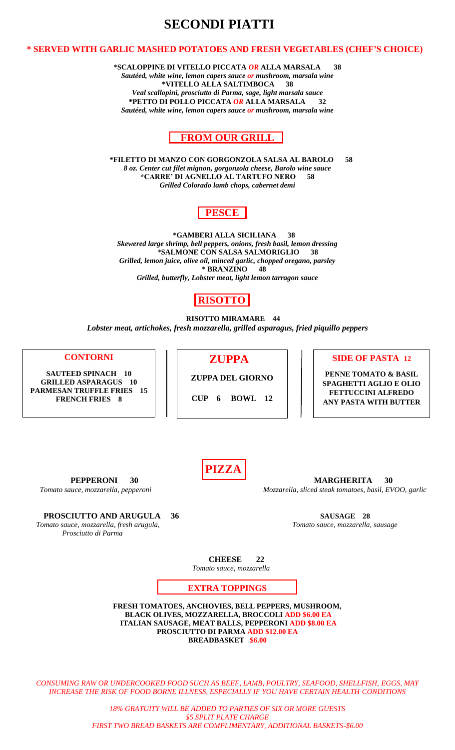# SECONDI PIATTI

**\* SERVED WITH GARLIC MASHED POTATOES AND FRESH VEGETABLES (CHEF'S CHOICE)**

**\*SCALOPPINE DI VITELLO PICCATA *OR* ALLA MARSALA 38**
*Sautéed, white wine, lemon capers sauce or mushroom, marsala wine*

**\*VITELLO ALLA SALTIMBOCA 38**
*Veal scallopini, prosciutto di Parma, sage, light marsala sauce*

**\*PETTO DI POLLO PICCATA *OR* ALLA MARSALA 32**
*Sautéed, white wine, lemon capers sauce or mushroom, marsala wine*

## FROM OUR GRILL

**\*FILETTO DI MANZO CON GORGONZOLA SALSA AL BAROLO 58**
*8 oz. Center cut filet mignon, gorgonzola cheese, Barolo wine sauce*

**\*CARRE' DI AGNELLO AL TARTUFO NERO 58**
*Grilled Colorado lamb chops, cabernet demi*

## PESCE

**\*GAMBERI ALLA SICILIANA 38**
*Skewered large shrimp, bell peppers, onions, fresh basil, lemon dressing*

**\*SALMONE CON SALSA SALMORIGLIO 38**
*Grilled, lemon juice, olive oil, minced garlic, chopped oregano, parsley*

**\* BRANZINO 48**
*Grilled, butterfly, Lobster meat, light lemon tarragon sauce*

## RISOTTO

**RISOTTO MIRAMARE 44**
*Lobster meat, artichokes, fresh mozzarella, grilled asparagus, fried piquillo peppers*

### CONTORNI

**SAUTEED SPINACH 10**
**GRILLED ASPARAGUS 10**
**PARMESAN TRUFFLE FRIES 15**
**FRENCH FRIES 8**

### ZUPPA

**ZUPPA DEL GIORNO**

**CUP 6 BOWL 12**

### SIDE OF PASTA 12

**PENNE TOMATO & BASIL**
**SPAGHETTI AGLIO E OLIO**
**FETTUCCINI ALFREDO**
**ANY PASTA WITH BUTTER**

## PIZZA

**PEPPERONI 30**
*Tomato sauce, mozzarella, pepperoni*

**MARGHERITA 30**
*Mozzarella, sliced steak tomatoes, basil, EVOO, garlic*

**PROSCIUTTO AND ARUGULA 36**
*Tomato sauce, mozzarella, fresh arugula, Prosciutto di Parma*

**SAUSAGE 28**
*Tomato sauce, mozzarella, sausage*

**CHEESE 22**
*Tomato sauce, mozzarella*

### EXTRA TOPPINGS

**FRESH TOMATOES, ANCHOVIES, BELL PEPPERS, MUSHROOM, BLACK OLIVES, MOZZARELLA, BROCCOLI ADD $6.00 EA**
**ITALIAN SAUSAGE, MEAT BALLS, PEPPERONI ADD $8.00 EA**
**PROSCIUTTO DI PARMA ADD $12.00 EA**
**BREADBASKET $6.00**

*CONSUMING RAW OR UNDERCOOKED FOOD SUCH AS BEEF, LAMB, POULTRY, SEAFOOD, SHELLFISH, EGGS, MAY INCREASE THE RISK OF FOOD BORNE ILLNESS, ESPECIALLY IF YOU HAVE CERTAIN HEALTH CONDITIONS*

*18% GRATUITY WILL BE ADDED TO PARTIES OF SIX OR MORE GUESTS*
*$5 SPLIT PLATE CHARGE*
*FIRST TWO BREAD BASKETS ARE COMPLIMENTARY, ADDITIONAL BASKETS-$6.00*